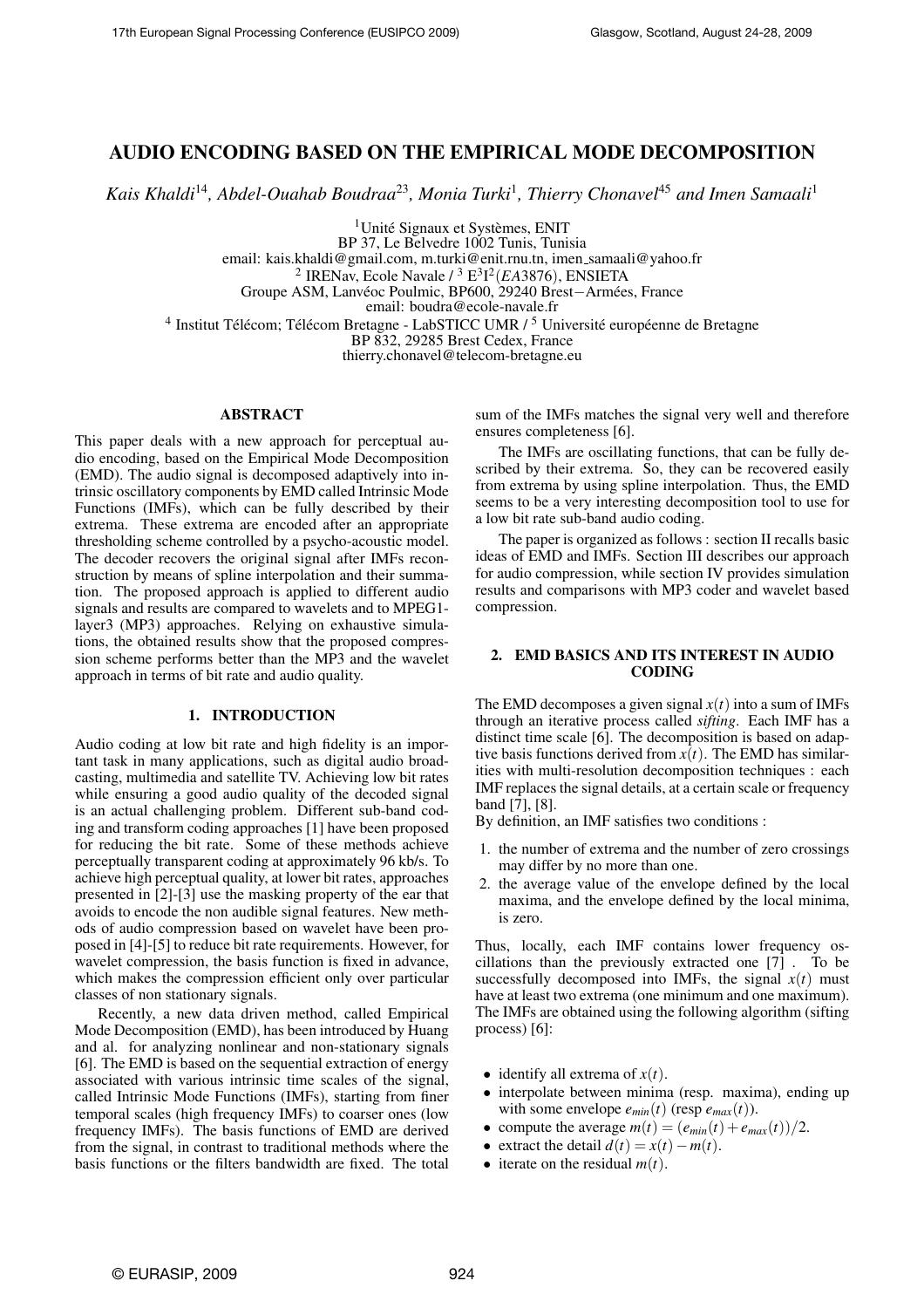# AUDIO ENCODING BASED ON THE EMPIRICAL MODE DECOMPOSITION

*Kais Khaldi*[14]*, Abdel-Ouahab Boudraa*[23]*, Monia Turki*[1]*, Thierry Chonavel*[45] *and Imen Samaali*[1]

[1]Unité Signaux et Systèmes, ENIT
BP 37, Le Belvedre 1002 Tunis, Tunisia
email: kais.khaldi@gmail.com, m.turki@enit.rnu.tn, imen_samaali@yahoo.fr
[2] IRENav, Ecole Navale / [3] $E^3I^2(EA3876)$, ENSIETA
Groupe ASM, Lanvéoc Poulmic, BP600, 29240 Brest−Armées, France
email: boudra@ecole-navale.fr
[4] Institut Télécom; Télécom Bretagne - LabSTICC UMR / [5] Université européenne de Bretagne
BP 832, 29285 Brest Cedex, France
thierry.chonavel@telecom-bretagne.eu

## ABSTRACT

This paper deals with a new approach for perceptual audio encoding, based on the Empirical Mode Decomposition (EMD). The audio signal is decomposed adaptively into intrinsic oscillatory components by EMD called Intrinsic Mode Functions (IMFs), which can be fully described by their extrema. These extrema are encoded after an appropriate thresholding scheme controlled by a psycho-acoustic model. The decoder recovers the original signal after IMFs reconstruction by means of spline interpolation and their summation. The proposed approach is applied to different audio signals and results are compared to wavelets and to MPEG1-layer3 (MP3) approaches. Relying on exhaustive simulations, the obtained results show that the proposed compression scheme performs better than the MP3 and the wavelet approach in terms of bit rate and audio quality.

## 1. INTRODUCTION

Audio coding at low bit rate and high fidelity is an important task in many applications, such as digital audio broadcasting, multimedia and satellite TV. Achieving low bit rates while ensuring a good audio quality of the decoded signal is an actual challenging problem. Different sub-band coding and transform coding approaches [1] have been proposed for reducing the bit rate. Some of these methods achieve perceptually transparent coding at approximately 96 kb/s. To achieve high perceptual quality, at lower bit rates, approaches presented in [2]-[3] use the masking property of the ear that avoids to encode the non audible signal features. New methods of audio compression based on wavelet have been proposed in [4]-[5] to reduce bit rate requirements. However, for wavelet compression, the basis function is fixed in advance, which makes the compression efficient only over particular classes of non stationary signals.

Recently, a new data driven method, called Empirical Mode Decomposition (EMD), has been introduced by Huang and al. for analyzing nonlinear and non-stationary signals [6]. The EMD is based on the sequential extraction of energy associated with various intrinsic time scales of the signal, called Intrinsic Mode Functions (IMFs), starting from finer temporal scales (high frequency IMFs) to coarser ones (low frequency IMFs). The basis functions of EMD are derived from the signal, in contrast to traditional methods where the basis functions or the filters bandwidth are fixed. The total sum of the IMFs matches the signal very well and therefore ensures completeness [6].

The IMFs are oscillating functions, that can be fully described by their extrema. So, they can be recovered easily from extrema by using spline interpolation. Thus, the EMD seems to be a very interesting decomposition tool to use for a low bit rate sub-band audio coding.

The paper is organized as follows : section II recalls basic ideas of EMD and IMFs. Section III describes our approach for audio compression, while section IV provides simulation results and comparisons with MP3 coder and wavelet based compression.

## 2. EMD BASICS AND ITS INTEREST IN AUDIO CODING

The EMD decomposes a given signal $x(t)$ into a sum of IMFs through an iterative process called *sifting*. Each IMF has a distinct time scale [6]. The decomposition is based on adaptive basis functions derived from $x(t)$. The EMD has similarities with multi-resolution decomposition techniques : each IMF replaces the signal details, at a certain scale or frequency band [7], [8].

By definition, an IMF satisfies two conditions :

1. the number of extrema and the number of zero crossings may differ by no more than one.
2. the average value of the envelope defined by the local maxima, and the envelope defined by the local minima, is zero.

Thus, locally, each IMF contains lower frequency oscillations than the previously extracted one [7] . To be successfully decomposed into IMFs, the signal $x(t)$ must have at least two extrema (one minimum and one maximum). The IMFs are obtained using the following algorithm (sifting process) [6]:

- identify all extrema of $x(t)$.
- interpolate between minima (resp. maxima), ending up with some envelope $e_{min}(t)$ (resp $e_{max}(t)$).
- compute the average $m(t) = (e_{min}(t) + e_{max}(t))/2$.
- extract the detail $d(t) = x(t) - m(t)$.
- iterate on the residual $m(t)$.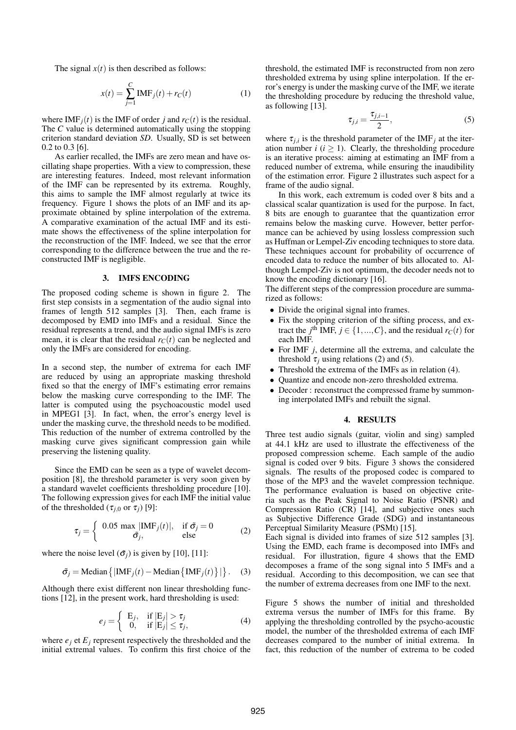The signal $x(t)$ is then described as follows:

$$x(t) = \sum_{j=1}^{C} \mathrm{IMF}_j(t) + r_C(t) \tag{1}$$

where $\mathrm{IMF}_j(t)$ is the IMF of order $j$ and $r_C(t)$ is the residual. The $C$ value is determined automatically using the stopping criterion standard deviation *SD*. Usually, SD is set between 0.2 to 0.3 [6].

As earlier recalled, the IMFs are zero mean and have oscillating shape properties. With a view to compression, these are interesting features. Indeed, most relevant information of the IMF can be represented by its extrema. Roughly, this aims to sample the IMF almost regularly at twice its frequency. Figure 1 shows the plots of an IMF and its approximate obtained by spline interpolation of the extrema. A comparative examination of the actual IMF and its estimate shows the effectiveness of the spline interpolation for the reconstruction of the IMF. Indeed, we see that the error corresponding to the difference between the true and the reconstructed IMF is negligible.

## 3. IMFS ENCODING

The proposed coding scheme is shown in figure 2. The first step consists in a segmentation of the audio signal into frames of length 512 samples [3]. Then, each frame is decomposed by EMD into IMFs and a residual. Since the residual represents a trend, and the audio signal IMFs is zero mean, it is clear that the residual $r_C(t)$ can be neglected and only the IMFs are considered for encoding.

In a second step, the number of extrema for each IMF are reduced by using an appropriate masking threshold fixed so that the energy of IMF's estimating error remains below the masking curve corresponding to the IMF. The latter is computed using the psychoacoustic model used in MPEG1 [3]. In fact, when, the error's energy level is under the masking curve, the threshold needs to be modified. This reduction of the number of extrema controlled by the masking curve gives significant compression gain while preserving the listening quality.

Since the EMD can be seen as a type of wavelet decomposition [8], the threshold parameter is very soon given by a standard wavelet coefficients thresholding procedure [10]. The following expression gives for each IMF the initial value of the thresholded ($\tau_{j,0}$ or $\tau_j$) [9]:

$$\tau_j = \begin{cases} 0.05 \max |\mathrm{IMF}_j(t)|, & \text{if } \tilde{\sigma}_j = 0 \\ \tilde{\sigma}_j, & \text{else} \end{cases} \tag{2}$$

where the noise level ($\tilde{\sigma}_j$) is given by [10], [11]:

$$\tilde{\sigma}_j = \mathrm{Median}\left\{ |\mathrm{IMF}_j(t) - \mathrm{Median}\left\{\mathrm{IMF}_j(t)\right\}| \right\}. \tag{3}$$

Although there exist different non linear thresholding functions [12], in the present work, hard thresholding is used:

$$e_j = \begin{cases} \mathrm{E}_j, & \text{if } |\mathrm{E}_j| > \tau_j \\ 0, & \text{if } |\mathrm{E}_j| \leq \tau_j, \end{cases} \tag{4}$$

where $e_j$ et $E_j$ represent respectively the thresholded and the initial extremal values. To confirm this first choice of the threshold, the estimated IMF is reconstructed from non zero thresholded extrema by using spline interpolation. If the error's energy is under the masking curve of the IMF, we iterate the thresholding procedure by reducing the threshold value, as following [13].

$$\tau_{j,i} = \frac{\tau_{j,i-1}}{2}, \tag{5}$$

where $\tau_{j,i}$ is the threshold parameter of the $\mathrm{IMF}_j$ at the iteration number $i$ ($i \geq 1$). Clearly, the thresholding procedure is an iterative process: aiming at estimating an IMF from a reduced number of extrema, while ensuring the inaudibility of the estimation error. Figure 2 illustrates such aspect for a frame of the audio signal.

In this work, each extremum is coded over 8 bits and a classical scalar quantization is used for the purpose. In fact, 8 bits are enough to guarantee that the quantization error remains below the masking curve. However, better performance can be achieved by using lossless compression such as Huffman or Lempel-Ziv encoding techniques to store data. These techniques account for probability of occurrence of encoded data to reduce the number of bits allocated to. Although Lempel-Ziv is not optimum, the decoder needs not to know the encoding dictionary [16].

The different steps of the compression procedure are summarized as follows:

- Divide the original signal into frames.
- Fix the stopping criterion of the sifting process, and extract the $j^{\text{th}}$ IMF, $j \in \{1, ..., C\}$, and the residual $r_C(t)$ for each IMF.
- For IMF $j$, determine all the extrema, and calculate the threshold $\tau_j$ using relations (2) and (5).
- Threshold the extrema of the IMFs as in relation (4).
- Quantize and encode non-zero thresholded extrema.
- Decoder : reconstruct the compressed frame by summoning interpolated IMFs and rebuilt the signal.

## 4. RESULTS

Three test audio signals (guitar, violin and sing) sampled at 44.1 kHz are used to illustrate the effectiveness of the proposed compression scheme. Each sample of the audio signal is coded over 9 bits. Figure 3 shows the considered signals. The results of the proposed codec is compared to those of the MP3 and the wavelet compression technique. The performance evaluation is based on objective criteria such as the Peak Signal to Noise Ratio (PSNR) and Compression Ratio (CR) [14], and subjective ones such as Subjective Difference Grade (SDG) and instantaneous Perceptual Similarity Measure (PSMt) [15].

Each signal is divided into frames of size 512 samples [3]. Using the EMD, each frame is decomposed into IMFs and residual. For illustration, figure 4 shows that the EMD decomposes a frame of the song signal into 5 IMFs and a residual. According to this decomposition, we can see that the number of extrema decreases from one IMF to the next.

Figure 5 shows the number of initial and thresholded extrema versus the number of IMFs for this frame. By applying the thresholding controlled by the psycho-acoustic model, the number of the thresholded extrema of each IMF decreases compared to the number of initial extrema. In fact, this reduction of the number of extrema to be coded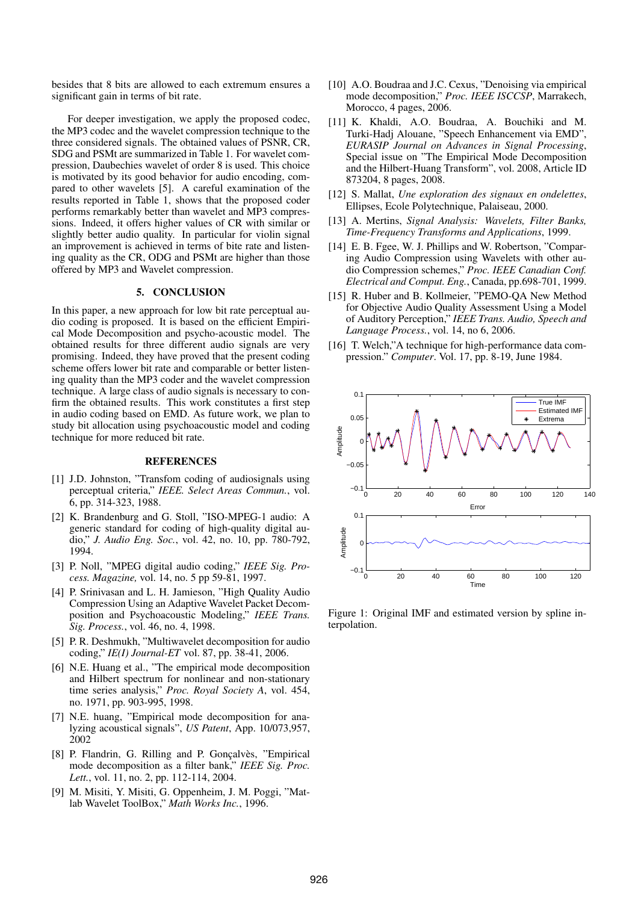besides that 8 bits are allowed to each extremum ensures a significant gain in terms of bit rate.

For deeper investigation, we apply the proposed codec, the MP3 codec and the wavelet compression technique to the three considered signals. The obtained values of PSNR, CR, SDG and PSMt are summarized in Table 1. For wavelet compression, Daubechies wavelet of order 8 is used. This choice is motivated by its good behavior for audio encoding, compared to other wavelets [5]. A careful examination of the results reported in Table 1, shows that the proposed coder performs remarkably better than wavelet and MP3 compressions. Indeed, it offers higher values of CR with similar or slightly better audio quality. In particular for violin signal an improvement is achieved in terms of bite rate and listening quality as the CR, ODG and PSMt are higher than those offered by MP3 and Wavelet compression.

## 5. CONCLUSION

In this paper, a new approach for low bit rate perceptual audio coding is proposed. It is based on the efficient Empirical Mode Decomposition and psycho-acoustic model. The obtained results for three different audio signals are very promising. Indeed, they have proved that the present coding scheme offers lower bit rate and comparable or better listening quality than the MP3 coder and the wavelet compression technique. A large class of audio signals is necessary to confirm the obtained results. This work constitutes a first step in audio coding based on EMD. As future work, we plan to study bit allocation using psychoacoustic model and coding technique for more reduced bit rate.

## REFERENCES

[1] J.D. Johnston, "Transform coding of audiosignals using perceptual criteria," *IEEE. Select Areas Commun.*, vol. 6, pp. 314-323, 1988.

[2] K. Brandenburg and G. Stoll, "ISO-MPEG-1 audio: A generic standard for coding of high-quality digital audio," *J. Audio Eng. Soc.*, vol. 42, no. 10, pp. 780-792, 1994.

[3] P. Noll, "MPEG digital audio coding," *IEEE Sig. Process. Magazine,* vol. 14, no. 5 pp 59-81, 1997.

[4] P. Srinivasan and L. H. Jamieson, "High Quality Audio Compression Using an Adaptive Wavelet Packet Decomposition and Psychoacoustic Modeling," *IEEE Trans. Sig. Process.*, vol. 46, no. 4, 1998.

[5] P. R. Deshmukh, "Multiwavelet decomposition for audio coding," *IE(I) Journal-ET* vol. 87, pp. 38-41, 2006.

[6] N.E. Huang et al., "The empirical mode decomposition and Hilbert spectrum for nonlinear and non-stationary time series analysis," *Proc. Royal Society A*, vol. 454, no. 1971, pp. 903-995, 1998.

[7] N.E. huang, "Empirical mode decomposition for analyzing acoustical signals", *US Patent*, App. 10/073,957, 2002

[8] P. Flandrin, G. Rilling and P. Gonçalvès, "Empirical mode decomposition as a filter bank," *IEEE Sig. Proc. Lett.*, vol. 11, no. 2, pp. 112-114, 2004.

[9] M. Misiti, Y. Misiti, G. Oppenheim, J. M. Poggi, "Matlab Wavelet ToolBox," *Math Works Inc.*, 1996.

[10] A.O. Boudraa and J.C. Cexus, "Denoising via empirical mode decomposition," *Proc. IEEE ISCCSP*, Marrakech, Morocco, 4 pages, 2006.

[11] K. Khaldi, A.O. Boudraa, A. Bouchiki and M. Turki-Hadj Alouane, "Speech Enhancement via EMD", *EURASIP Journal on Advances in Signal Processing*, Special issue on "The Empirical Mode Decomposition and the Hilbert-Huang Transform", vol. 2008, Article ID 873204, 8 pages, 2008.

[12] S. Mallat, *Une exploration des signaux en ondelettes*, Ellipses, Ecole Polytechnique, Palaiseau, 2000.

[13] A. Mertins, *Signal Analysis: Wavelets, Filter Banks, Time-Frequency Transforms and Applications*, 1999.

[14] E. B. Fgee, W. J. Phillips and W. Robertson, "Comparing Audio Compression using Wavelets with other audio Compression schemes," *Proc. IEEE Canadian Conf. Electrical and Comput. Eng.*, Canada, pp.698-701, 1999.

[15] R. Huber and B. Kollmeier, "PEMO-QA New Method for Objective Audio Quality Assessment Using a Model of Auditory Perception," *IEEE Trans. Audio, Speech and Language Process.*, vol. 14, no 6, 2006.

[16] T. Welch,"A technique for high-performance data compression." *Computer*. Vol. 17, pp. 8-19, June 1984.

Figure 1: Original IMF and estimated version by spline interpolation.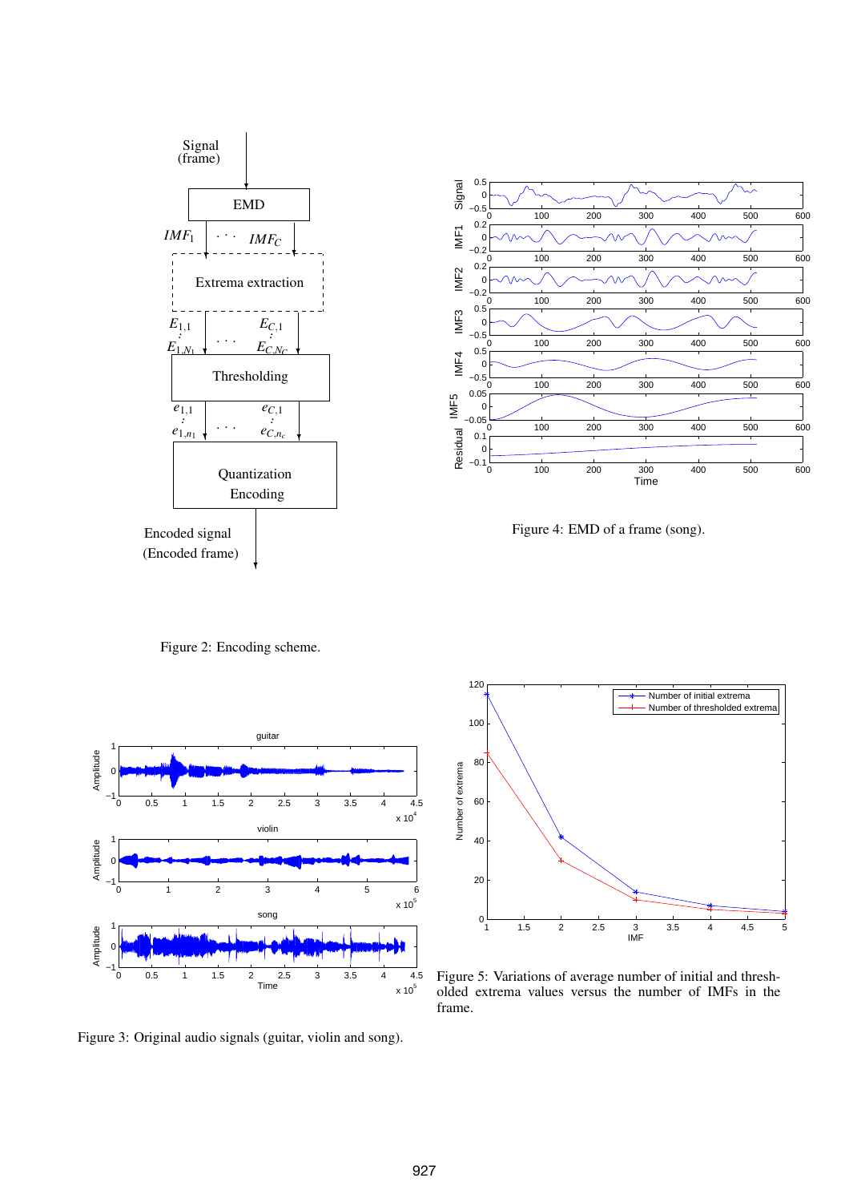Figure 2: Encoding scheme.

Figure 4: EMD of a frame (song).

Figure 3: Original audio signals (guitar, violin and song).

Figure 5: Variations of average number of initial and thresholded extrema values versus the number of IMFs in the frame.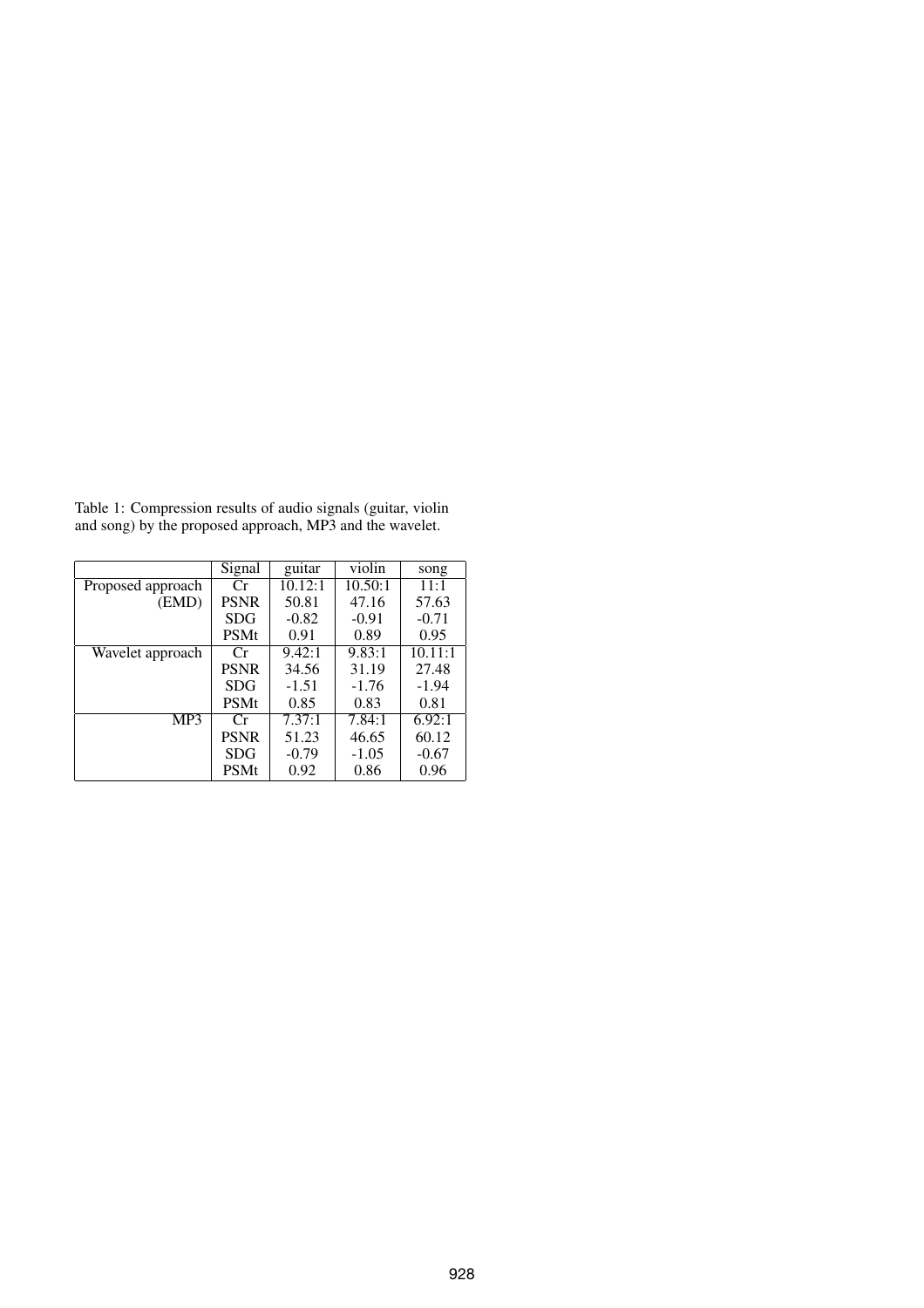Table 1: Compression results of audio signals (guitar, violin and song) by the proposed approach, MP3 and the wavelet.

| | Signal | guitar | violin | song |
|---|---|---|---|---|
| Proposed approach (EMD) | Cr | 10.12:1 | 10.50:1 | 11:1 |
| | PSNR | 50.81 | 47.16 | 57.63 |
| | SDG | -0.82 | -0.91 | -0.71 |
| | PSMt | 0.91 | 0.89 | 0.95 |
| Wavelet approach | Cr | 9.42:1 | 9.83:1 | 10.11:1 |
| | PSNR | 34.56 | 31.19 | 27.48 |
| | SDG | -1.51 | -1.76 | -1.94 |
| | PSMt | 0.85 | 0.83 | 0.81 |
| MP3 | Cr | 7.37:1 | 7.84:1 | 6.92:1 |
| | PSNR | 51.23 | 46.65 | 60.12 |
| | SDG | -0.79 | -1.05 | -0.67 |
| | PSMt | 0.92 | 0.86 | 0.96 |